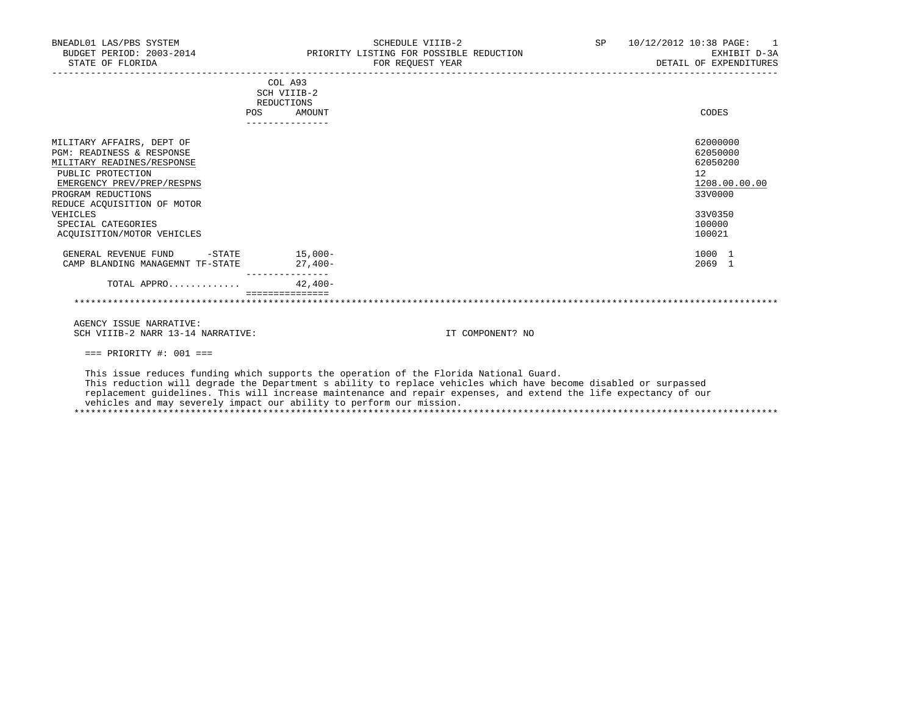BNEADL01 LAS/PBS SYSTEM
BUDGET PERIOD: 2003-2014
STATE OF FLORIDA

SCHEDULE VIIIB-2
PRIORITY LISTING FOR POSSIBLE REDUCTION
FOR REQUEST YEAR

SP 10/12/2012 10:38 PAGE: 1
EXHIBIT D-3A
DETAIL OF EXPENDITURES

| | COL A93 SCH VIIIB-2 REDUCTIONS POS | AMOUNT | CODES |
|---|---|---|---|
| MILITARY AFFAIRS, DEPT OF | | | 62000000 |
| PGM: READINESS & RESPONSE | | | 62050000 |
| MILITARY READINES/RESPONSE | | | 62050200 |
| PUBLIC PROTECTION | | | 12 |
| EMERGENCY PREV/PREP/RESPNS | | | 1208.00.00.00 |
| PROGRAM REDUCTIONS | | | 33V0000 |
| REDUCE ACQUISITION OF MOTOR VEHICLES | | | 33V0350 |
| SPECIAL CATEGORIES | | | 100000 |
| ACQUISITION/MOTOR VEHICLES | | | 100021 |
| GENERAL REVENUE FUND -STATE | | 15,000- | 1000 1 |
| CAMP BLANDING MANAGEMNT TF-STATE | | 27,400- | 2069 1 |
| TOTAL APPRO............ | | 42,400- | |

AGENCY ISSUE NARRATIVE:
SCH VIIIB-2 NARR 13-14 NARRATIVE: IT COMPONENT? NO

=== PRIORITY #: 001 ===

This issue reduces funding which supports the operation of the Florida National Guard.
This reduction will degrade the Department s ability to replace vehicles which have become disabled or surpassed replacement guidelines. This will increase maintenance and repair expenses, and extend the life expectancy of our vehicles and may severely impact our ability to perform our mission.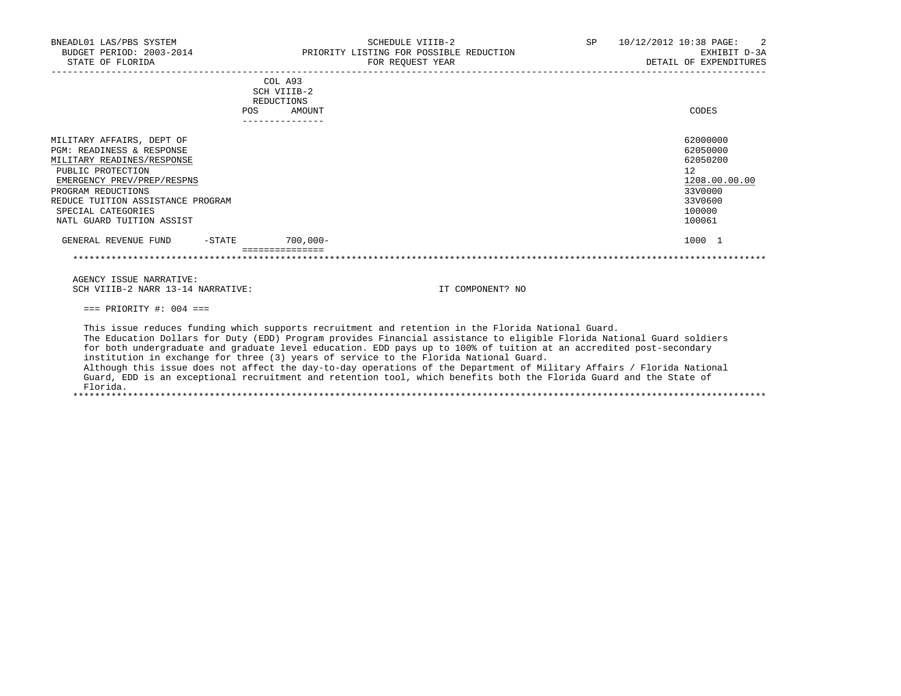BNEADL01 LAS/PBS SYSTEM
BUDGET PERIOD: 2003-2014
STATE OF FLORIDA

SCHEDULE VIIIB-2
PRIORITY LISTING FOR POSSIBLE REDUCTION
FOR REQUEST YEAR

SP 10/12/2012 10:38
EXHIBIT D-3A
DETAIL OF EXPENDITURES

| | COL A93 SCH VIIIB-2 REDUCTIONS POS | AMOUNT | CODES |
|---|---|---|---|
| MILITARY AFFAIRS, DEPT OF | | | 62000000 |
| PGM: READINESS & RESPONSE | | | 62050000 |
| MILITARY READINES/RESPONSE | | | 62050200 |
| PUBLIC PROTECTION | | | 12 |
| EMERGENCY PREV/PREP/RESPNS | | | 1208.00.00.00 |
| PROGRAM REDUCTIONS | | | 33V0000 |
| REDUCE TUITION ASSISTANCE PROGRAM | | | 33V0600 |
| SPECIAL CATEGORIES | | | 100000 |
| NATL GUARD TUITION ASSIST | | | 100061 |
| GENERAL REVENUE FUND -STATE | | 700,000- | 1000 1 |

AGENCY ISSUE NARRATIVE:
SCH VIIIB-2 NARR 13-14 NARRATIVE: IT COMPONENT? NO

=== PRIORITY #: 004 ===

This issue reduces funding which supports recruitment and retention in the Florida National Guard.
The Education Dollars for Duty (EDD) Program provides Financial assistance to eligible Florida National Guard soldiers for both undergraduate and graduate level education. EDD pays up to 100% of tuition at an accredited post-secondary institution in exchange for three (3) years of service to the Florida National Guard.
Although this issue does not affect the day-to-day operations of the Department of Military Affairs / Florida National Guard, EDD is an exceptional recruitment and retention tool, which benefits both the Florida Guard and the State of Florida.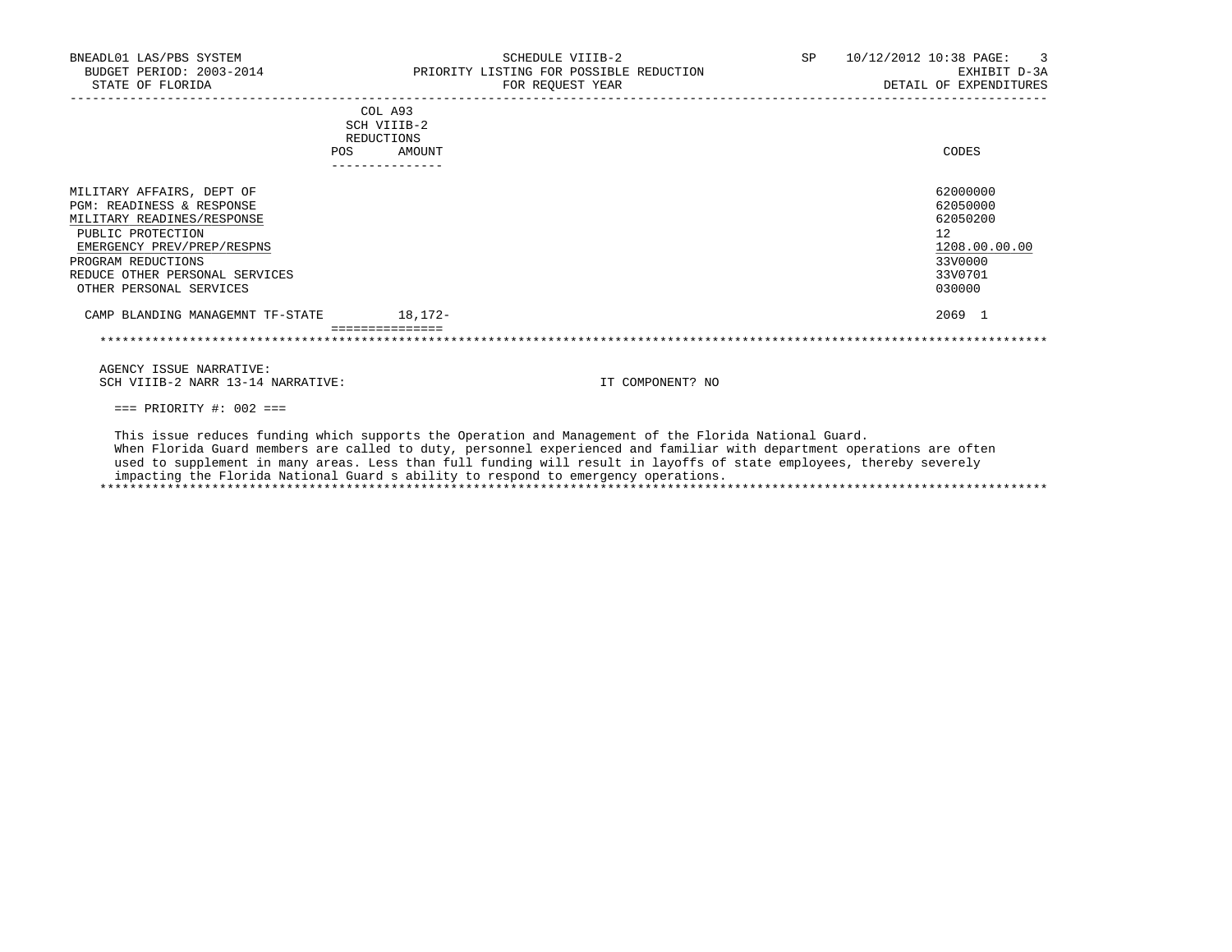BNEADL01 LAS/PBS SYSTEM
BUDGET PERIOD: 2003-2014
STATE OF FLORIDA

SCHEDULE VIIIB-2
PRIORITY LISTING FOR POSSIBLE REDUCTION
FOR REQUEST YEAR

SP 10/12/2012 10:38
EXHIBIT D-3A
DETAIL OF EXPENDITURES

| | COL A93 SCH VIIIB-2 REDUCTIONS POS | AMOUNT | CODES |
|---|---|---|---|
| MILITARY AFFAIRS, DEPT OF | | | 62000000 |
| PGM: READINESS & RESPONSE | | | 62050000 |
| MILITARY READINES/RESPONSE | | | 62050200 |
| PUBLIC PROTECTION | | | 12 |
| EMERGENCY PREV/PREP/RESPNS | | | 1208.00.00.00 |
| PROGRAM REDUCTIONS | | | 33V0000 |
| REDUCE OTHER PERSONAL SERVICES | | | 33V0701 |
| OTHER PERSONAL SERVICES | | | 030000 |
| CAMP BLANDING MANAGEMNT TF-STATE | | 18,172- | 2069 1 |

AGENCY ISSUE NARRATIVE:
SCH VIIIB-2 NARR 13-14 NARRATIVE: IT COMPONENT? NO

=== PRIORITY #: 002 ===

This issue reduces funding which supports the Operation and Management of the Florida National Guard. When Florida Guard members are called to duty, personnel experienced and familiar with department operations are often used to supplement in many areas. Less than full funding will result in layoffs of state employees, thereby severely impacting the Florida National Guard s ability to respond to emergency operations.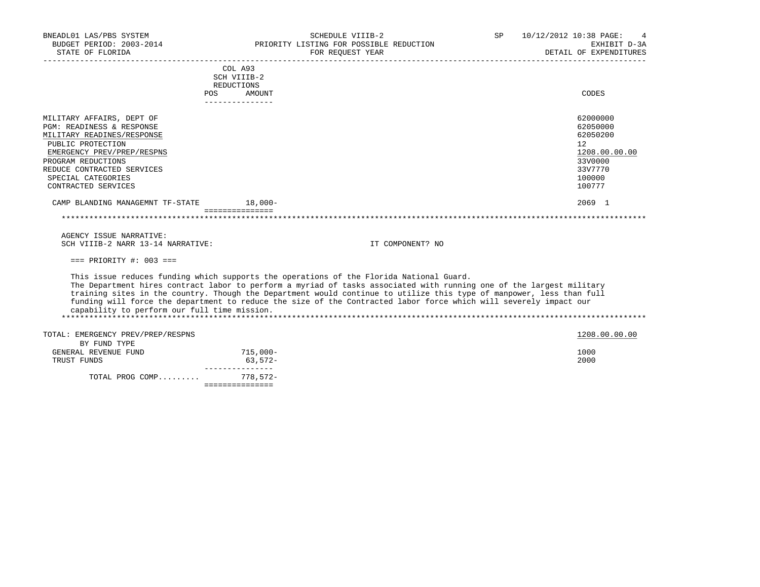BNEADL01 LAS/PBS SYSTEM | SCHEDULE VIIIB-2 | SP 10/12/2012 10:38
BUDGET PERIOD: 2003-2014 | PRIORITY LISTING FOR POSSIBLE REDUCTION | EXHIBIT D-3A
STATE OF FLORIDA | FOR REQUEST YEAR | DETAIL OF EXPENDITURES

| | COL A93 SCH VIIIB-2 REDUCTIONS POS | AMOUNT | CODES |
|---|---|---|---|
| MILITARY AFFAIRS, DEPT OF | | | 62000000 |
| PGM: READINESS & RESPONSE | | | 62050000 |
| MILITARY READINES/RESPONSE | | | 62050200 |
| PUBLIC PROTECTION | | | 12 |
| EMERGENCY PREV/PREP/RESPNS | | | 1208.00.00.00 |
| PROGRAM REDUCTIONS | | | 33V0000 |
| REDUCE CONTRACTED SERVICES | | | 33V7770 |
| SPECIAL CATEGORIES | | | 100000 |
| CONTRACTED SERVICES | | | 100777 |
| CAMP BLANDING MANAGEMNT TF-STATE | | 18,000- | 2069 1 |

AGENCY ISSUE NARRATIVE:
SCH VIIIB-2 NARR 13-14 NARRATIVE: IT COMPONENT? NO

=== PRIORITY #: 003 ===

This issue reduces funding which supports the operations of the Florida National Guard. The Department hires contract labor to perform a myriad of tasks associated with running one of the largest military training sites in the country. Though the Department would continue to utilize this type of manpower, less than full funding will force the department to reduce the size of the Contracted labor force which will severely impact our capability to perform our full time mission.

| TOTAL: EMERGENCY PREV/PREP/RESPNS | | | 1208.00.00.00 |
|---|---|---|---|
| BY FUND TYPE | | | |
| GENERAL REVENUE FUND | | 715,000- | 1000 |
| TRUST FUNDS | | 63,572- | 2000 |
| TOTAL PROG COMP......... | | 778,572- | |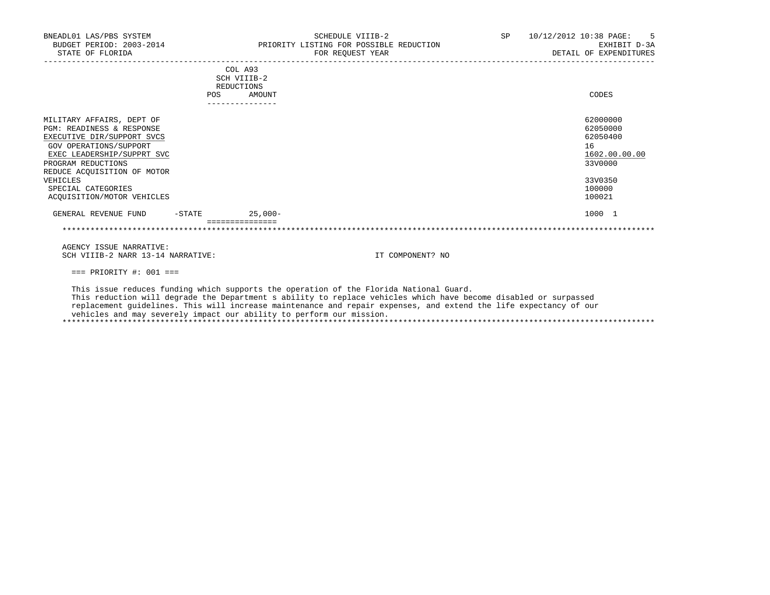BNEADL01 LAS/PBS SYSTEM — SCHEDULE VIIIB-2 — SP 10/12/2012 10:38

BUDGET PERIOD: 2003-2014 — PRIORITY LISTING FOR POSSIBLE REDUCTION — EXHIBIT D-3A

STATE OF FLORIDA — FOR REQUEST YEAR — DETAIL OF EXPENDITURES

| | COL A93 SCH VIIIB-2 REDUCTIONS POS | AMOUNT | CODES |
|---|---|---|---|
| MILITARY AFFAIRS, DEPT OF | | | 62000000 |
| PGM: READINESS & RESPONSE | | | 62050000 |
| EXECUTIVE DIR/SUPPORT SVCS | | | 62050400 |
| GOV OPERATIONS/SUPPORT | | | 16 |
| EXEC LEADERSHIP/SUPPRT SVC | | | 1602.00.00.00 |
| PROGRAM REDUCTIONS | | | 33V0000 |
| REDUCE ACQUISITION OF MOTOR VEHICLES | | | 33V0350 |
| SPECIAL CATEGORIES | | | 100000 |
| ACQUISITION/MOTOR VEHICLES | | | 100021 |
| GENERAL REVENUE FUND -STATE | | 25,000- | 1000 1 |

AGENCY ISSUE NARRATIVE:

SCH VIIIB-2 NARR 13-14 NARRATIVE: IT COMPONENT? NO

=== PRIORITY #: 001 ===

This issue reduces funding which supports the operation of the Florida National Guard.
This reduction will degrade the Department s ability to replace vehicles which have become disabled or surpassed replacement guidelines. This will increase maintenance and repair expenses, and extend the life expectancy of our vehicles and may severely impact our ability to perform our mission.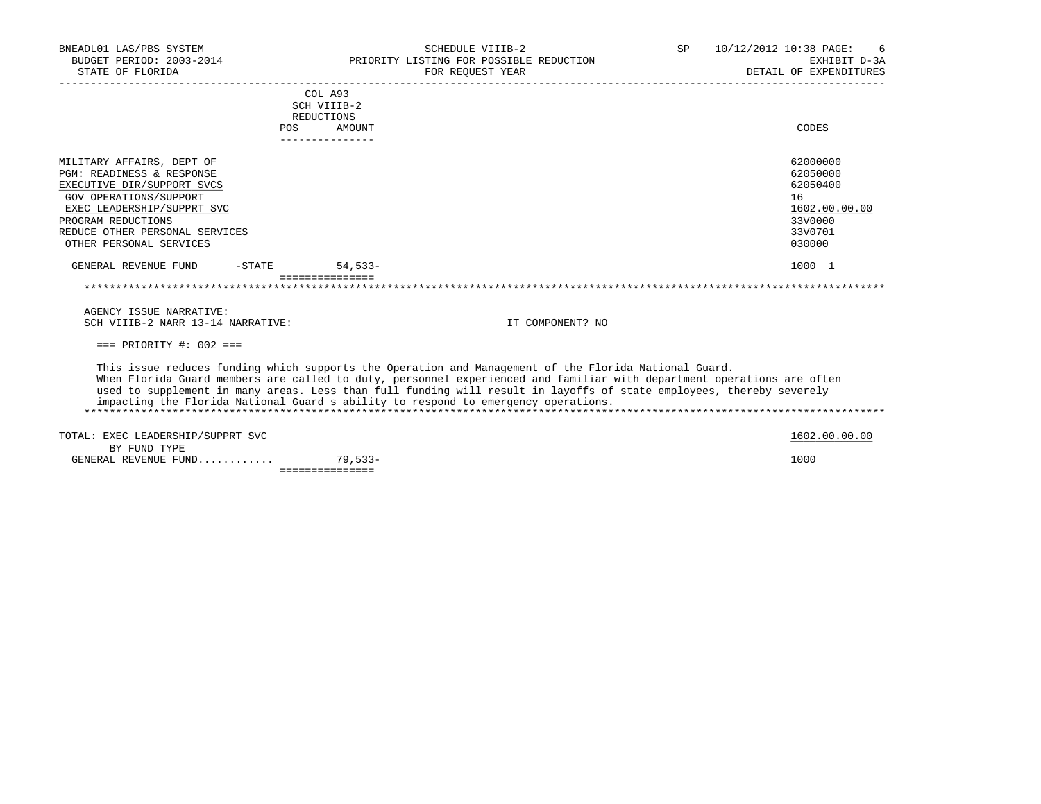BNEADL01 LAS/PBS SYSTEM SCHEDULE VIIIB-2 SP 10/12/2012 10:38 PAGE: 6
BUDGET PERIOD: 2003-2014 PRIORITY LISTING FOR POSSIBLE REDUCTION EXHIBIT D-3A
STATE OF FLORIDA FOR REQUEST YEAR DETAIL OF EXPENDITURES

| | COL A93 SCH VIIIB-2 REDUCTIONS POS | AMOUNT | CODES |
|---|---|---|---|
| MILITARY AFFAIRS, DEPT OF | | | 62000000 |
| PGM: READINESS & RESPONSE | | | 62050000 |
| EXECUTIVE DIR/SUPPORT SVCS | | | 62050400 |
| GOV OPERATIONS/SUPPORT | | | 16 |
| EXEC LEADERSHIP/SUPPRT SVC | | | 1602.00.00.00 |
| PROGRAM REDUCTIONS | | | 33V0000 |
| REDUCE OTHER PERSONAL SERVICES | | | 33V0701 |
| OTHER PERSONAL SERVICES | | | 030000 |
| GENERAL REVENUE FUND -STATE | | 54,533- | 1000 1 |

AGENCY ISSUE NARRATIVE:
SCH VIIIB-2 NARR 13-14 NARRATIVE: IT COMPONENT? NO

=== PRIORITY #: 002 ===

This issue reduces funding which supports the Operation and Management of the Florida National Guard. When Florida Guard members are called to duty, personnel experienced and familiar with department operations are often used to supplement in many areas. Less than full funding will result in layoffs of state employees, thereby severely impacting the Florida National Guard s ability to respond to emergency operations.

| | | | |
|---|---|---|---|
| TOTAL: EXEC LEADERSHIP/SUPPRT SVC | | | 1602.00.00.00 |
| BY FUND TYPE | | | |
| GENERAL REVENUE FUND........... | | 79,533- | 1000 |